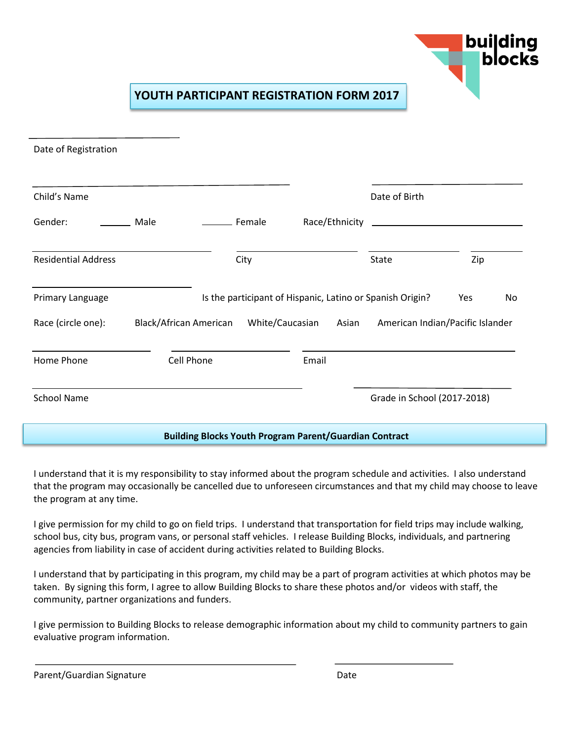building blocks

# YOUTH PARTICIPANT REGISTRATION FORM 2017

_______________________

Date of Registration

_______________________________________ &nbsp;&nbsp;&nbsp;&nbsp;&nbsp;&nbsp;&nbsp;&nbsp; _______________________

Child's Name &nbsp;&nbsp;&nbsp;&nbsp;&nbsp;&nbsp;&nbsp;&nbsp;&nbsp;&nbsp;&nbsp;&nbsp;&nbsp;&nbsp;&nbsp;&nbsp;&nbsp;&nbsp;&nbsp;&nbsp;&nbsp;&nbsp;&nbsp;&nbsp;&nbsp;&nbsp;&nbsp;&nbsp;&nbsp;&nbsp;&nbsp;&nbsp;&nbsp;&nbsp;&nbsp;&nbsp;&nbsp;&nbsp;&nbsp; Date of Birth

Gender: ______ Male ______ Female &nbsp;&nbsp;&nbsp;&nbsp; Race/Ethnicity ______________________

___________________________ &nbsp;&nbsp; __________________ &nbsp;&nbsp; ______________ &nbsp;&nbsp; ________

Residential Address &nbsp;&nbsp;&nbsp;&nbsp;&nbsp;&nbsp;&nbsp;&nbsp;&nbsp;&nbsp;&nbsp;&nbsp;&nbsp;&nbsp;&nbsp;&nbsp; City &nbsp;&nbsp;&nbsp;&nbsp;&nbsp;&nbsp;&nbsp;&nbsp;&nbsp;&nbsp;&nbsp;&nbsp;&nbsp;&nbsp;&nbsp;&nbsp;&nbsp;&nbsp;&nbsp;&nbsp;&nbsp;&nbsp; State &nbsp;&nbsp;&nbsp;&nbsp;&nbsp;&nbsp;&nbsp;&nbsp;&nbsp;&nbsp;&nbsp;&nbsp;&nbsp;&nbsp;&nbsp; Zip

________________________

Primary Language &nbsp;&nbsp;&nbsp;&nbsp;&nbsp;&nbsp;&nbsp;&nbsp;&nbsp;&nbsp;&nbsp;&nbsp; Is the participant of Hispanic, Latino or Spanish Origin? &nbsp;&nbsp;&nbsp;&nbsp; Yes &nbsp;&nbsp;&nbsp;&nbsp;&nbsp;&nbsp;&nbsp; No

Race (circle one): &nbsp;&nbsp;&nbsp;&nbsp; Black/African American &nbsp;&nbsp;&nbsp; White/Caucasian &nbsp;&nbsp;&nbsp; Asian &nbsp;&nbsp;&nbsp; American Indian/Pacific Islander

__________________ &nbsp;&nbsp; __________________ &nbsp;&nbsp; _______________________________

Home Phone &nbsp;&nbsp;&nbsp;&nbsp;&nbsp;&nbsp;&nbsp;&nbsp;&nbsp;&nbsp;&nbsp;&nbsp;&nbsp;&nbsp;&nbsp;&nbsp;&nbsp;&nbsp;&nbsp;&nbsp;&nbsp; Cell Phone &nbsp;&nbsp;&nbsp;&nbsp;&nbsp;&nbsp;&nbsp;&nbsp;&nbsp;&nbsp;&nbsp;&nbsp;&nbsp;&nbsp;&nbsp;&nbsp;&nbsp;&nbsp;&nbsp;&nbsp; Email

_______________________________________ &nbsp;&nbsp;&nbsp;&nbsp;&nbsp;&nbsp;&nbsp;&nbsp; ______________________

School Name &nbsp;&nbsp;&nbsp;&nbsp;&nbsp;&nbsp;&nbsp;&nbsp;&nbsp;&nbsp;&nbsp;&nbsp;&nbsp;&nbsp;&nbsp;&nbsp;&nbsp;&nbsp;&nbsp;&nbsp;&nbsp;&nbsp;&nbsp;&nbsp;&nbsp;&nbsp;&nbsp;&nbsp;&nbsp;&nbsp;&nbsp;&nbsp;&nbsp;&nbsp;&nbsp;&nbsp;&nbsp;&nbsp;&nbsp;&nbsp;&nbsp; Grade in School (2017-2018)

## Building Blocks Youth Program Parent/Guardian Contract

I understand that it is my responsibility to stay informed about the program schedule and activities. I also understand that the program may occasionally be cancelled due to unforeseen circumstances and that my child may choose to leave the program at any time.

I give permission for my child to go on field trips. I understand that transportation for field trips may include walking, school bus, city bus, program vans, or personal staff vehicles. I release Building Blocks, individuals, and partnering agencies from liability in case of accident during activities related to Building Blocks.

I understand that by participating in this program, my child may be a part of program activities at which photos may be taken. By signing this form, I agree to allow Building Blocks to share these photos and/or videos with staff, the community, partner organizations and funders.

I give permission to Building Blocks to release demographic information about my child to community partners to gain evaluative program information.

______________________________________ &nbsp;&nbsp;&nbsp;&nbsp;&nbsp;&nbsp;&nbsp; ____________________

Parent/Guardian Signature &nbsp;&nbsp;&nbsp;&nbsp;&nbsp;&nbsp;&nbsp;&nbsp;&nbsp;&nbsp;&nbsp;&nbsp;&nbsp;&nbsp;&nbsp;&nbsp;&nbsp;&nbsp;&nbsp;&nbsp;&nbsp;&nbsp;&nbsp;&nbsp;&nbsp;&nbsp;&nbsp;&nbsp;&nbsp;&nbsp;&nbsp;&nbsp;&nbsp;&nbsp;&nbsp;&nbsp;&nbsp;&nbsp; Date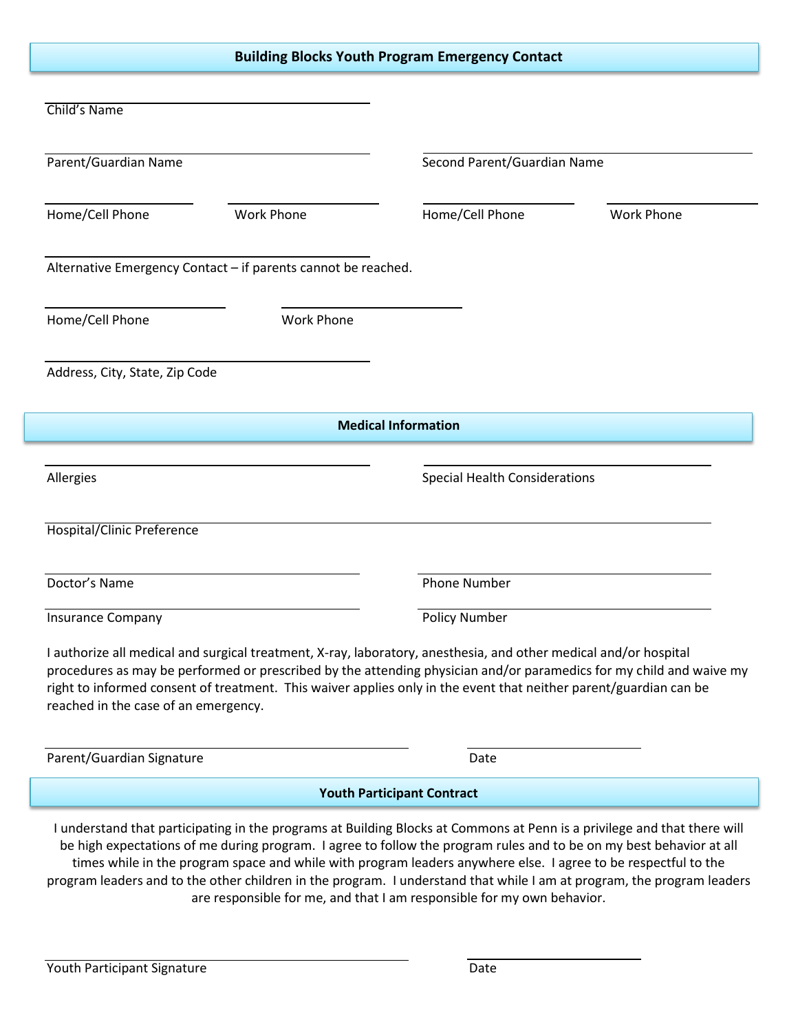## Building Blocks Youth Program Emergency Contact

Child's Name

Parent/Guardian Name

Home/Cell Phone

Work Phone

Second Parent/Guardian Name

Home/Cell Phone

Work Phone

Alternative Emergency Contact – if parents cannot be reached.

Home/Cell Phone

Work Phone

Address, City, State, Zip Code

## Medical Information

Allergies

Special Health Considerations

Hospital/Clinic Preference

Doctor's Name

Phone Number

Insurance Company

Policy Number

I authorize all medical and surgical treatment, X-ray, laboratory, anesthesia, and other medical and/or hospital procedures as may be performed or prescribed by the attending physician and/or paramedics for my child and waive my right to informed consent of treatment. This waiver applies only in the event that neither parent/guardian can be reached in the case of an emergency.

Parent/Guardian Signature

Date

## Youth Participant Contract

I understand that participating in the programs at Building Blocks at Commons at Penn is a privilege and that there will be high expectations of me during program. I agree to follow the program rules and to be on my best behavior at all times while in the program space and while with program leaders anywhere else. I agree to be respectful to the program leaders and to the other children in the program. I understand that while I am at program, the program leaders are responsible for me, and that I am responsible for my own behavior.

Youth Participant Signature

Date